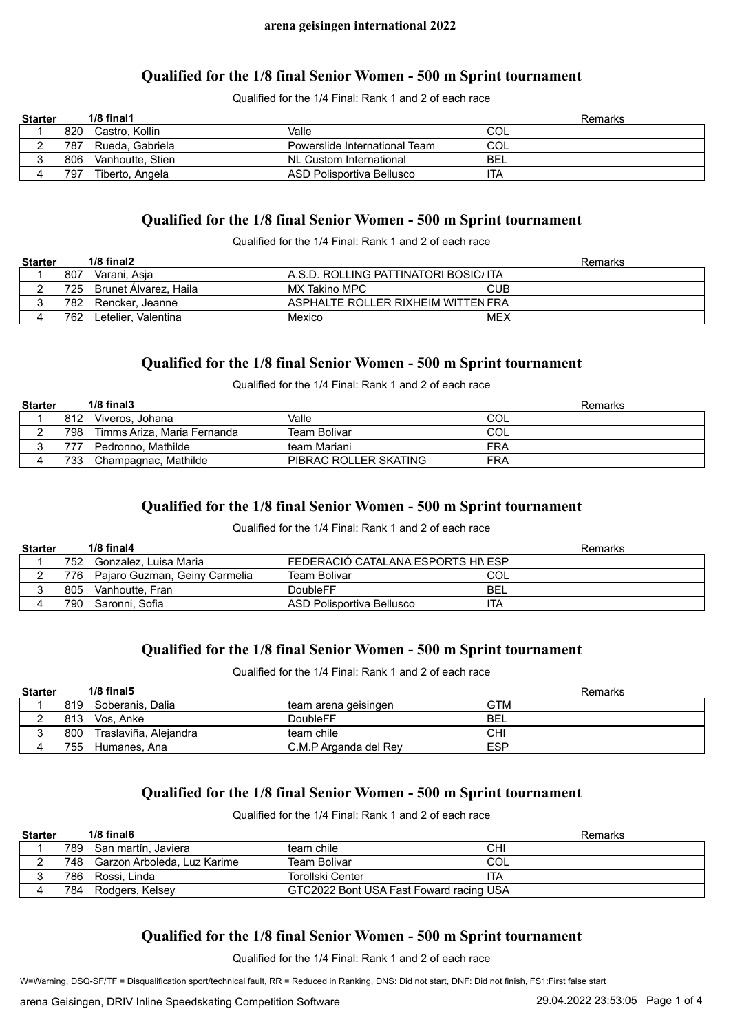**arena geisingen international 2022**

## Qualified for the 1/8 final Senior Women - 500 m Sprint tournament

Qualified for the 1/4 Final: Rank 1 and 2 of each race

| Starter | | 1/8 final1 | | | Remarks |
|---|---|---|---|---|---|
| 1 | 820 | Castro, Kollin | Valle | COL | |
| 2 | 787 | Rueda, Gabriela | Powerslide International Team | COL | |
| 3 | 806 | Vanhoutte, Stien | NL Custom International | BEL | |
| 4 | 797 | Tiberto, Angela | ASD Polisportiva Bellusco | ITA | |

## Qualified for the 1/8 final Senior Women - 500 m Sprint tournament

Qualified for the 1/4 Final: Rank 1 and 2 of each race

| Starter | | 1/8 final2 | | | Remarks |
|---|---|---|---|---|---|
| 1 | 807 | Varani, Asja | A.S.D. ROLLING PATTINATORI BOSIC/ | ITA | |
| 2 | 725 | Brunet Álvarez, Haila | MX Takino MPC | CUB | |
| 3 | 782 | Rencker, Jeanne | ASPHALTE ROLLER RIXHEIM WITTEN | FRA | |
| 4 | 762 | Letelier, Valentina | Mexico | MEX | |

## Qualified for the 1/8 final Senior Women - 500 m Sprint tournament

Qualified for the 1/4 Final: Rank 1 and 2 of each race

| Starter | | 1/8 final3 | | | Remarks |
|---|---|---|---|---|---|
| 1 | 812 | Viveros, Johana | Valle | COL | |
| 2 | 798 | Timms Ariza, Maria Fernanda | Team Bolivar | COL | |
| 3 | 777 | Pedronno, Mathilde | team Mariani | FRA | |
| 4 | 733 | Champagnac, Mathilde | PIBRAC ROLLER SKATING | FRA | |

## Qualified for the 1/8 final Senior Women - 500 m Sprint tournament

Qualified for the 1/4 Final: Rank 1 and 2 of each race

| Starter | | 1/8 final4 | | | Remarks |
|---|---|---|---|---|---|
| 1 | 752 | Gonzalez, Luisa Maria | FEDERACIÓ CATALANA ESPORTS HI\ | ESP | |
| 2 | 776 | Pajaro Guzman, Geiny Carmelia | Team Bolivar | COL | |
| 3 | 805 | Vanhoutte, Fran | DoubleFF | BEL | |
| 4 | 790 | Saronni, Sofia | ASD Polisportiva Bellusco | ITA | |

## Qualified for the 1/8 final Senior Women - 500 m Sprint tournament

Qualified for the 1/4 Final: Rank 1 and 2 of each race

| Starter | | 1/8 final5 | | | Remarks |
|---|---|---|---|---|---|
| 1 | 819 | Soberanis, Dalia | team arena geisingen | GTM | |
| 2 | 813 | Vos, Anke | DoubleFF | BEL | |
| 3 | 800 | Traslaviña, Alejandra | team chile | CHI | |
| 4 | 755 | Humanes, Ana | C.M.P Arganda del Rey | ESP | |

## Qualified for the 1/8 final Senior Women - 500 m Sprint tournament

Qualified for the 1/4 Final: Rank 1 and 2 of each race

| Starter | | 1/8 final6 | | | Remarks |
|---|---|---|---|---|---|
| 1 | 789 | San martín, Javiera | team chile | CHI | |
| 2 | 748 | Garzon Arboleda, Luz Karime | Team Bolivar | COL | |
| 3 | 786 | Rossi, Linda | Torollski Center | ITA | |
| 4 | 784 | Rodgers, Kelsey | GTC2022 Bont USA Fast Foward racing | USA | |

## Qualified for the 1/8 final Senior Women - 500 m Sprint tournament

Qualified for the 1/4 Final: Rank 1 and 2 of each race

W=Warning, DSQ-SF/TF = Disqualification sport/technical fault, RR = Reduced in Ranking, DNS: Did not start, DNF: Did not finish, FS1:First false start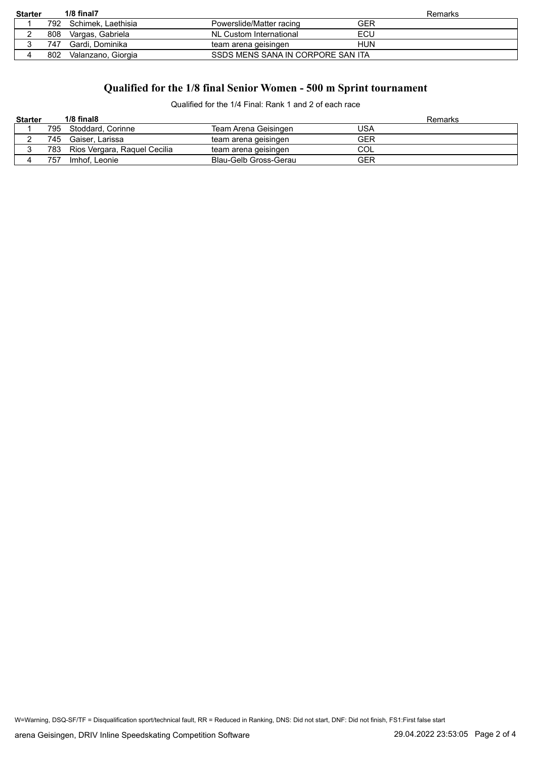| Starter | | 1/8 final7 | | | Remarks |
|---|---|---|---|---|---|
| 1 | 792 | Schimek, Laethisia | Powerslide/Matter racing | GER | |
| 2 | 808 | Vargas, Gabriela | NL Custom International | ECU | |
| 3 | 747 | Gardi, Dominika | team arena geisingen | HUN | |
| 4 | 802 | Valanzano, Giorgia | SSDS MENS SANA IN CORPORE SAN | ITA | |

## Qualified for the 1/8 final Senior Women - 500 m Sprint tournament

Qualified for the 1/4 Final: Rank 1 and 2 of each race

| Starter | | 1/8 final8 | | | Remarks |
|---|---|---|---|---|---|
| 1 | 795 | Stoddard, Corinne | Team Arena Geisingen | USA | |
| 2 | 745 | Gaiser, Larissa | team arena geisingen | GER | |
| 3 | 783 | Rios Vergara, Raquel Cecilia | team arena geisingen | COL | |
| 4 | 757 | Imhof, Leonie | Blau-Gelb Gross-Gerau | GER | |

W=Warning, DSQ-SF/TF = Disqualification sport/technical fault, RR = Reduced in Ranking, DNS: Did not start, DNF: Did not finish, FS1:First false start

arena Geisingen, DRIV Inline Speedskating Competition Software 29.04.2022 23:53:05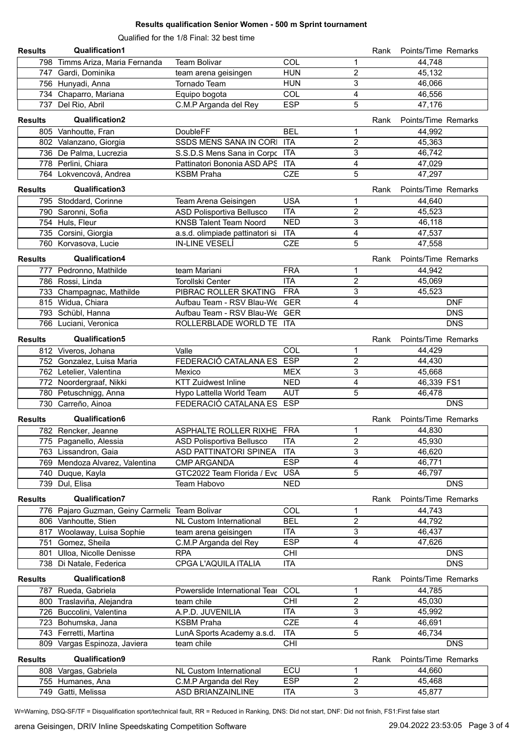# Results qualification Senior Women - 500 m Sprint tournament

Qualified for the 1/8 Final: 32 best time

## Qualification1

| Results | | Club | Nation | Rank | Points/Time | Remarks |
|---|---|---|---|---|---|---|
| 798 | Timms Ariza, Maria Fernanda | Team Bolivar | COL | 1 | 44,748 | |
| 747 | Gardi, Dominika | team arena geisingen | HUN | 2 | 45,132 | |
| 756 | Hunyadi, Anna | Tornado Team | HUN | 3 | 46,066 | |
| 734 | Chaparro, Mariana | Equipo bogota | COL | 4 | 46,556 | |
| 737 | Del Rio, Abril | C.M.P Arganda del Rey | ESP | 5 | 47,176 | |

## Qualification2

| Results | | Club | Nation | Rank | Points/Time | Remarks |
|---|---|---|---|---|---|---|
| 805 | Vanhoutte, Fran | DoubleFF | BEL | 1 | 44,992 | |
| 802 | Valanzano, Giorgia | SSDS MENS SANA IN CORI | ITA | 2 | 45,363 | |
| 736 | De Palma, Lucrezia | S.S.D.S Mens Sana in Corpo | ITA | 3 | 46,742 | |
| 778 | Perlini, Chiara | Pattinatori Bononia ASD APS | ITA | 4 | 47,029 | |
| 764 | Lokvencová, Andrea | KSBM Praha | CZE | 5 | 47,297 | |

## Qualification3

| Results | | Club | Nation | Rank | Points/Time | Remarks |
|---|---|---|---|---|---|---|
| 795 | Stoddard, Corinne | Team Arena Geisingen | USA | 1 | 44,640 | |
| 790 | Saronni, Sofia | ASD Polisportiva Bellusco | ITA | 2 | 45,523 | |
| 754 | Huls, Fleur | KNSB Talent Team Noord | NED | 3 | 46,118 | |
| 735 | Corsini, Giorgia | a.s.d. olimpiade pattinatori si | ITA | 4 | 47,537 | |
| 760 | Korvasova, Lucie | IN-LINE VESELÍ | CZE | 5 | 47,558 | |

## Qualification4

| Results | | Club | Nation | Rank | Points/Time | Remarks |
|---|---|---|---|---|---|---|
| 777 | Pedronno, Mathilde | team Mariani | FRA | 1 | 44,942 | |
| 786 | Rossi, Linda | Torollski Center | ITA | 2 | 45,069 | |
| 733 | Champagnac, Mathilde | PIBRAC ROLLER SKATING | FRA | 3 | 45,523 | |
| 815 | Widua, Chiara | Aufbau Team - RSV Blau-We | GER | 4 | | DNF |
| 793 | Schübl, Hanna | Aufbau Team - RSV Blau-We | GER | | | DNS |
| 766 | Luciani, Veronica | ROLLERBLADE WORLD TE | ITA | | | DNS |

## Qualification5

| Results | | Club | Nation | Rank | Points/Time | Remarks |
|---|---|---|---|---|---|---|
| 812 | Viveros, Johana | Valle | COL | 1 | 44,429 | |
| 752 | Gonzalez, Luisa Maria | FEDERACIÓ CATALANA ES | ESP | 2 | 44,430 | |
| 762 | Letelier, Valentina | Mexico | MEX | 3 | 45,668 | |
| 772 | Noordergraaf, Nikki | KTT Zuidwest Inline | NED | 4 | 46,339 | FS1 |
| 780 | Petuschnigg, Anna | Hypo Lattella World Team | AUT | 5 | 46,478 | |
| 730 | Carreño, Ainoa | FEDERACIÓ CATALANA ES | ESP | | | DNS |

## Qualification6

| Results | | Club | Nation | Rank | Points/Time | Remarks |
|---|---|---|---|---|---|---|
| 782 | Rencker, Jeanne | ASPHALTE ROLLER RIXHE | FRA | 1 | 44,830 | |
| 775 | Paganello, Alessia | ASD Polisportiva Bellusco | ITA | 2 | 45,930 | |
| 763 | Lissandron, Gaia | ASD PATTINATORI SPINEA | ITA | 3 | 46,620 | |
| 769 | Mendoza Alvarez, Valentina | CMP ARGANDA | ESP | 4 | 46,771 | |
| 740 | Duque, Kayla | GTC2022 Team Florida / Evo | USA | 5 | 46,797 | |
| 739 | Dul, Elisa | Team Habovo | NED | | | DNS |

## Qualification7

| Results | | Club | Nation | Rank | Points/Time | Remarks |
|---|---|---|---|---|---|---|
| 776 | Pajaro Guzman, Geiny Carmelia | Team Bolivar | COL | 1 | 44,743 | |
| 806 | Vanhoutte, Stien | NL Custom International | BEL | 2 | 44,792 | |
| 817 | Woolaway, Luisa Sophie | team arena geisingen | ITA | 3 | 46,437 | |
| 751 | Gomez, Sheila | C.M.P Arganda del Rey | ESP | 4 | 47,626 | |
| 801 | Ulloa, Nicolle Denisse | RPA | CHI | | | DNS |
| 738 | Di Natale, Federica | CPGA L'AQUILA ITALIA | ITA | | | DNS |

## Qualification8

| Results | | Club | Nation | Rank | Points/Time | Remarks |
|---|---|---|---|---|---|---|
| 787 | Rueda, Gabriela | Powerslide International Tear | COL | 1 | 44,785 | |
| 800 | Traslaviña, Alejandra | team chile | CHI | 2 | 45,030 | |
| 726 | Buccolini, Valentina | A.P.D. JUVENILIA | ITA | 3 | 45,992 | |
| 723 | Bohumska, Jana | KSBM Praha | CZE | 4 | 46,691 | |
| 743 | Ferretti, Martina | LunA Sports Academy a.s.d. | ITA | 5 | 46,734 | |
| 809 | Vargas Espinoza, Javiera | team chile | CHI | | | DNS |

## Qualification9

| Results | | Club | Nation | Rank | Points/Time | Remarks |
|---|---|---|---|---|---|---|
| 808 | Vargas, Gabriela | NL Custom International | ECU | 1 | 44,660 | |
| 755 | Humanes, Ana | C.M.P Arganda del Rey | ESP | 2 | 45,468 | |
| 749 | Gatti, Melissa | ASD BRIANZAINLINE | ITA | 3 | 45,877 | |

W=Warning, DSQ-SF/TF = Disqualification sport/technical fault, RR = Reduced in Ranking, DNS: Did not start, DNF: Did not finish, FS1:First false start

arena Geisingen, DRIV Inline Speedskating Competition Software — 29.04.2022 23:53:05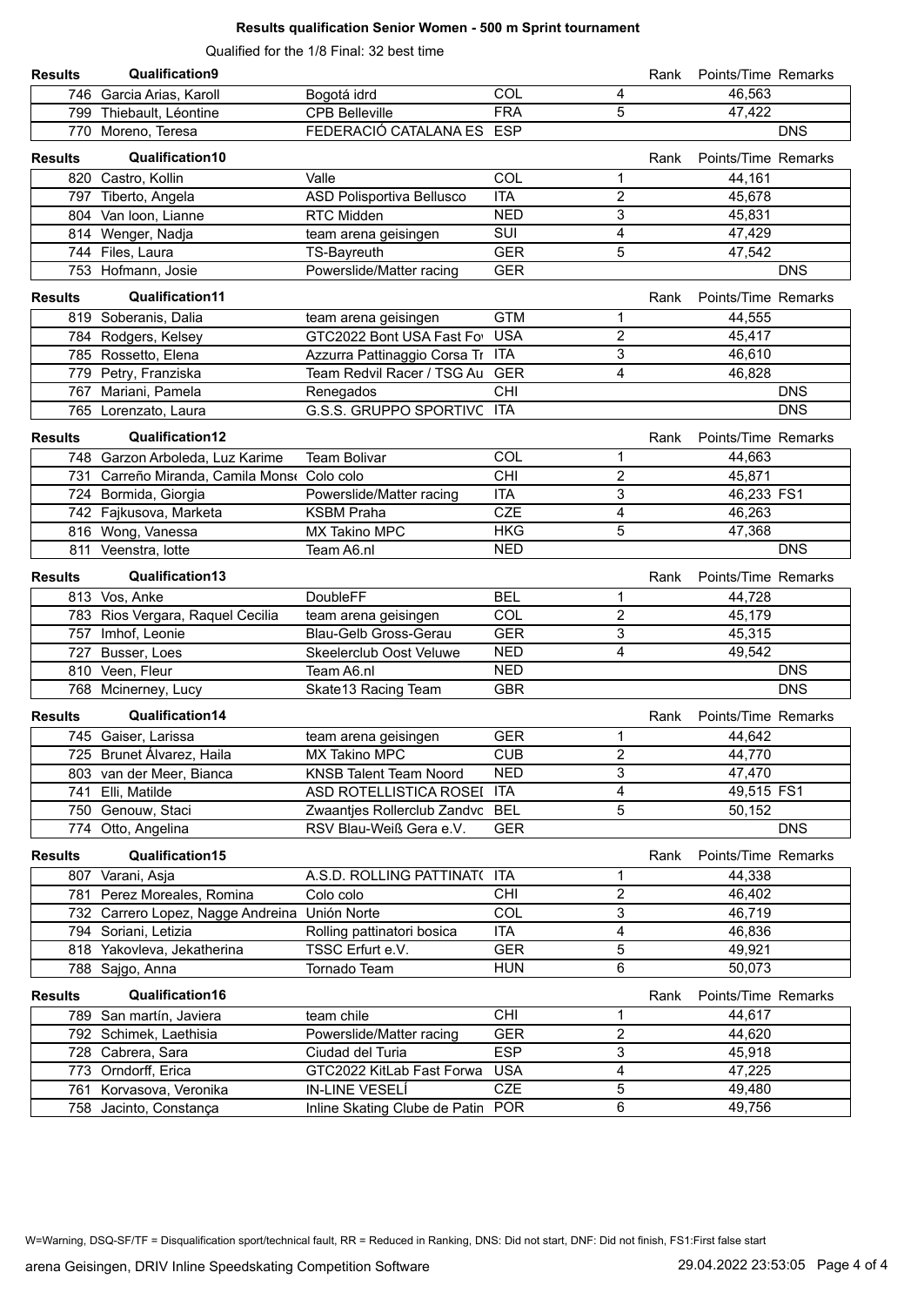# Results qualification Senior Women - 500 m Sprint tournament

Qualified for the 1/8 Final: 32 best time

**Results — Qualification9**

| | Name | Club | Nation | Rank | Points/Time | Remarks |
|---|---|---|---|---|---|---|
| 746 | Garcia Arias, Karoll | Bogotá idrd | COL | 4 | 46,563 | |
| 799 | Thiebault, Léontine | CPB Belleville | FRA | 5 | 47,422 | |
| 770 | Moreno, Teresa | FEDERACIÓ CATALANA ES | ESP | | | DNS |

**Results — Qualification10**

| | Name | Club | Nation | Rank | Points/Time | Remarks |
|---|---|---|---|---|---|---|
| 820 | Castro, Kollin | Valle | COL | 1 | 44,161 | |
| 797 | Tiberto, Angela | ASD Polisportiva Bellusco | ITA | 2 | 45,678 | |
| 804 | Van loon, Lianne | RTC Midden | NED | 3 | 45,831 | |
| 814 | Wenger, Nadja | team arena geisingen | SUI | 4 | 47,429 | |
| 744 | Files, Laura | TS-Bayreuth | GER | 5 | 47,542 | |
| 753 | Hofmann, Josie | Powerslide/Matter racing | GER | | | DNS |

**Results — Qualification11**

| | Name | Club | Nation | Rank | Points/Time | Remarks |
|---|---|---|---|---|---|---|
| 819 | Soberanis, Dalia | team arena geisingen | GTM | 1 | 44,555 | |
| 784 | Rodgers, Kelsey | GTC2022 Bont USA Fast Fo | USA | 2 | 45,417 | |
| 785 | Rossetto, Elena | Azzurra Pattinaggio Corsa Tr | ITA | 3 | 46,610 | |
| 779 | Petry, Franziska | Team Redvil Racer / TSG Au | GER | 4 | 46,828 | |
| 767 | Mariani, Pamela | Renegados | CHI | | | DNS |
| 765 | Lorenzato, Laura | G.S.S. GRUPPO SPORTIVC | ITA | | | DNS |

**Results — Qualification12**

| | Name | Club | Nation | Rank | Points/Time | Remarks |
|---|---|---|---|---|---|---|
| 748 | Garzon Arboleda, Luz Karime | Team Bolivar | COL | 1 | 44,663 | |
| 731 | Carreño Miranda, Camila Monse | Colo colo | CHI | 2 | 45,871 | |
| 724 | Bormida, Giorgia | Powerslide/Matter racing | ITA | 3 | 46,233 | FS1 |
| 742 | Fajkusova, Marketa | KSBM Praha | CZE | 4 | 46,263 | |
| 816 | Wong, Vanessa | MX Takino MPC | HKG | 5 | 47,368 | |
| 811 | Veenstra, lotte | Team A6.nl | NED | | | DNS |

**Results — Qualification13**

| | Name | Club | Nation | Rank | Points/Time | Remarks |
|---|---|---|---|---|---|---|
| 813 | Vos, Anke | DoubleFF | BEL | 1 | 44,728 | |
| 783 | Rios Vergara, Raquel Cecilia | team arena geisingen | COL | 2 | 45,179 | |
| 757 | Imhof, Leonie | Blau-Gelb Gross-Gerau | GER | 3 | 45,315 | |
| 727 | Busser, Loes | Skeelerclub Oost Veluwe | NED | 4 | 49,542 | |
| 810 | Veen, Fleur | Team A6.nl | NED | | | DNS |
| 768 | Mcinerney, Lucy | Skate13 Racing Team | GBR | | | DNS |

**Results — Qualification14**

| | Name | Club | Nation | Rank | Points/Time | Remarks |
|---|---|---|---|---|---|---|
| 745 | Gaiser, Larissa | team arena geisingen | GER | 1 | 44,642 | |
| 725 | Brunet Álvarez, Haila | MX Takino MPC | CUB | 2 | 44,770 | |
| 803 | van der Meer, Bianca | KNSB Talent Team Noord | NED | 3 | 47,470 | |
| 741 | Elli, Matilde | ASD ROTELLISTICA ROSEI | ITA | 4 | 49,515 | FS1 |
| 750 | Genouw, Staci | Zwaantjes Rollerclub Zandvc | BEL | 5 | 50,152 | |
| 774 | Otto, Angelina | RSV Blau-Weiß Gera e.V. | GER | | | DNS |

**Results — Qualification15**

| | Name | Club | Nation | Rank | Points/Time | Remarks |
|---|---|---|---|---|---|---|
| 807 | Varani, Asja | A.S.D. ROLLING PATTINAT( | ITA | 1 | 44,338 | |
| 781 | Perez Moreales, Romina | Colo colo | CHI | 2 | 46,402 | |
| 732 | Carrero Lopez, Nagge Andreina | Unión Norte | COL | 3 | 46,719 | |
| 794 | Soriani, Letizia | Rolling pattinatori bosica | ITA | 4 | 46,836 | |
| 818 | Yakovleva, Jekatherina | TSSC Erfurt e.V. | GER | 5 | 49,921 | |
| 788 | Sajgo, Anna | Tornado Team | HUN | 6 | 50,073 | |

**Results — Qualification16**

| | Name | Club | Nation | Rank | Points/Time | Remarks |
|---|---|---|---|---|---|---|
| 789 | San martín, Javiera | team chile | CHI | 1 | 44,617 | |
| 792 | Schimek, Laethisia | Powerslide/Matter racing | GER | 2 | 44,620 | |
| 728 | Cabrera, Sara | Ciudad del Turia | ESP | 3 | 45,918 | |
| 773 | Orndorff, Erica | GTC2022 KitLab Fast Forwa | USA | 4 | 47,225 | |
| 761 | Korvasova, Veronika | IN-LINE VESELÍ | CZE | 5 | 49,480 | |
| 758 | Jacinto, Constança | Inline Skating Clube de Patin | POR | 6 | 49,756 | |

W=Warning, DSQ-SF/TF = Disqualification sport/technical fault, RR = Reduced in Ranking, DNS: Did not start, DNF: Did not finish, FS1:First false start

arena Geisingen, DRIV Inline Speedskating Competition Software — 29.04.2022 23:53:05